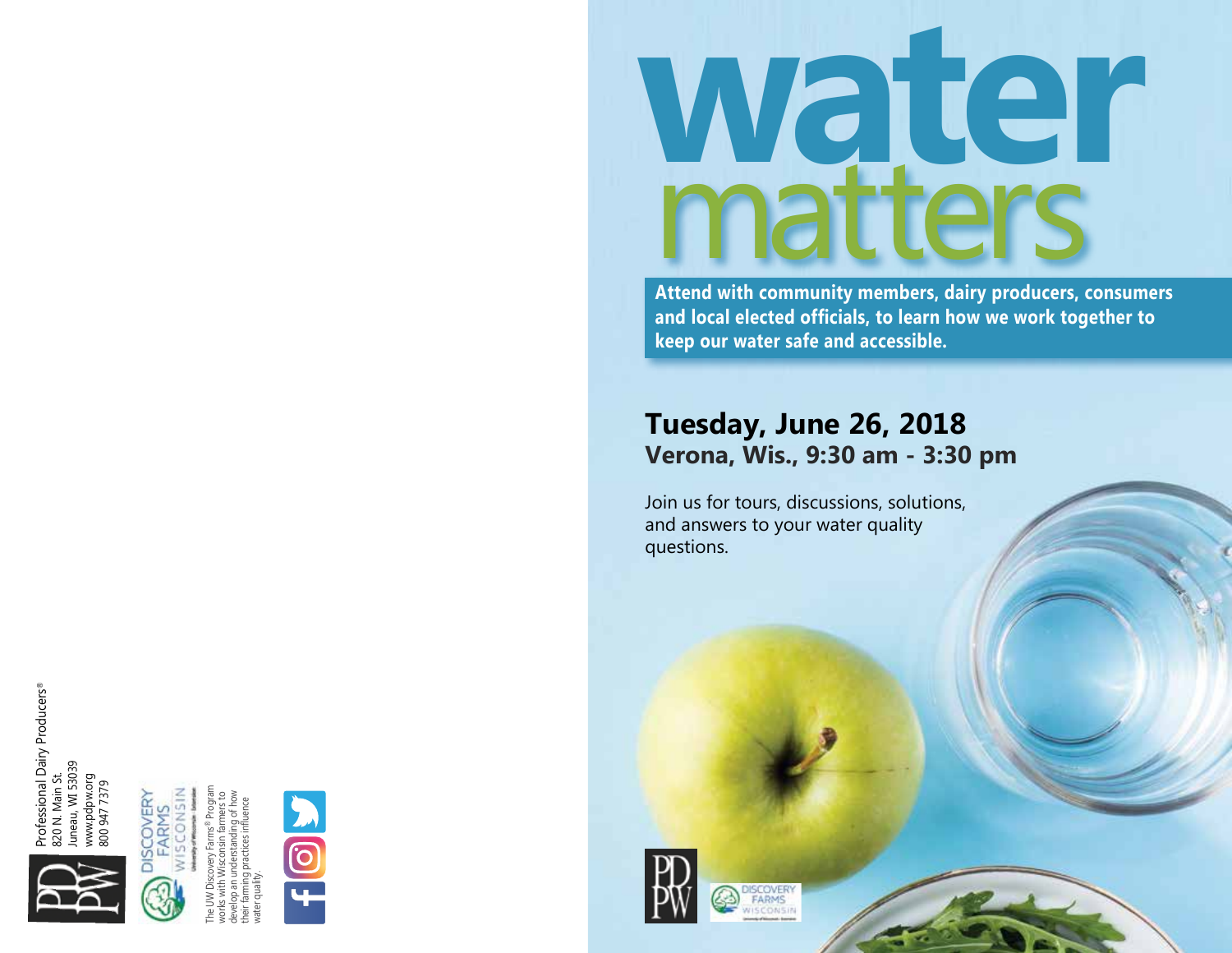Professional Dairy Producers®
820 N. Main St.
Juneau, WI 53039
www.pdpw.org
800 947 7379

The UW Discovery Farms® Program works with Wisconsin farmers to develop an understanding of how their farming practices influence water quality.

# water matters

**Attend with community members, dairy producers, consumers and local elected officials, to learn how we work together to keep our water safe and accessible.**

## Tuesday, June 26, 2018
### Verona, Wis., 9:30 am - 3:30 pm

Join us for tours, discussions, solutions, and answers to your water quality questions.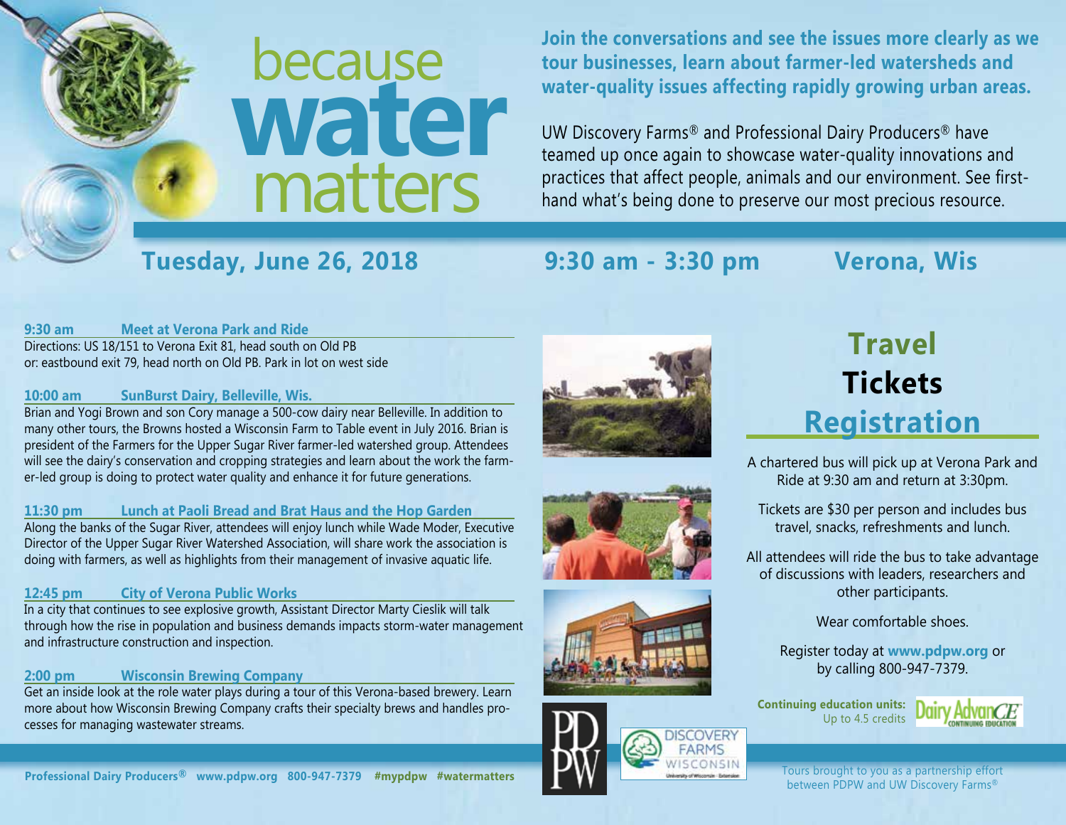# because water matters

**Join the conversations and see the issues more clearly as we tour businesses, learn about farmer-led watersheds and water-quality issues affecting rapidly growing urban areas.**

UW Discovery Farms® and Professional Dairy Producers® have teamed up once again to showcase water-quality innovations and practices that affect people, animals and our environment. See first-hand what's being done to preserve our most precious resource.

## Tuesday, June 26, 2018 | 9:30 am - 3:30 pm | Verona, Wis

**9:30 am — Meet at Verona Park and Ride**

Directions: US 18/151 to Verona Exit 81, head south on Old PB or: eastbound exit 79, head north on Old PB. Park in lot on west side

**10:00 am — SunBurst Dairy, Belleville, Wis.**

Brian and Yogi Brown and son Cory manage a 500-cow dairy near Belleville. In addition to many other tours, the Browns hosted a Wisconsin Farm to Table event in July 2016. Brian is president of the Farmers for the Upper Sugar River farmer-led watershed group. Attendees will see the dairy's conservation and cropping strategies and learn about the work the farmer-led group is doing to protect water quality and enhance it for future generations.

**11:30 pm — Lunch at Paoli Bread and Brat Haus and the Hop Garden**

Along the banks of the Sugar River, attendees will enjoy lunch while Wade Moder, Executive Director of the Upper Sugar River Watershed Association, will share work the association is doing with farmers, as well as highlights from their management of invasive aquatic life.

**12:45 pm — City of Verona Public Works**

In a city that continues to see explosive growth, Assistant Director Marty Cieslik will talk through how the rise in population and business demands impacts storm-water management and infrastructure construction and inspection.

**2:00 pm — Wisconsin Brewing Company**

Get an inside look at the role water plays during a tour of this Verona-based brewery. Learn more about how Wisconsin Brewing Company crafts their specialty brews and handles processes for managing wastewater streams.

## Travel Tickets Registration

A chartered bus will pick up at Verona Park and Ride at 9:30 am and return at 3:30pm.

Tickets are $30 per person and includes bus travel, snacks, refreshments and lunch.

All attendees will ride the bus to take advantage of discussions with leaders, researchers and other participants.

Wear comfortable shoes.

Register today at **www.pdpw.org** or by calling 800-947-7379.

**Continuing education units:** Up to 4.5 credits — Dairy AdvanCE Continuing Education

PDPW | Discovery Farms Wisconsin, University of Wisconsin - Extension

Professional Dairy Producers® www.pdpw.org 800-947-7379 #mypdpw #watermatters

Tours brought to you as a partnership effort between PDPW and UW Discovery Farms®